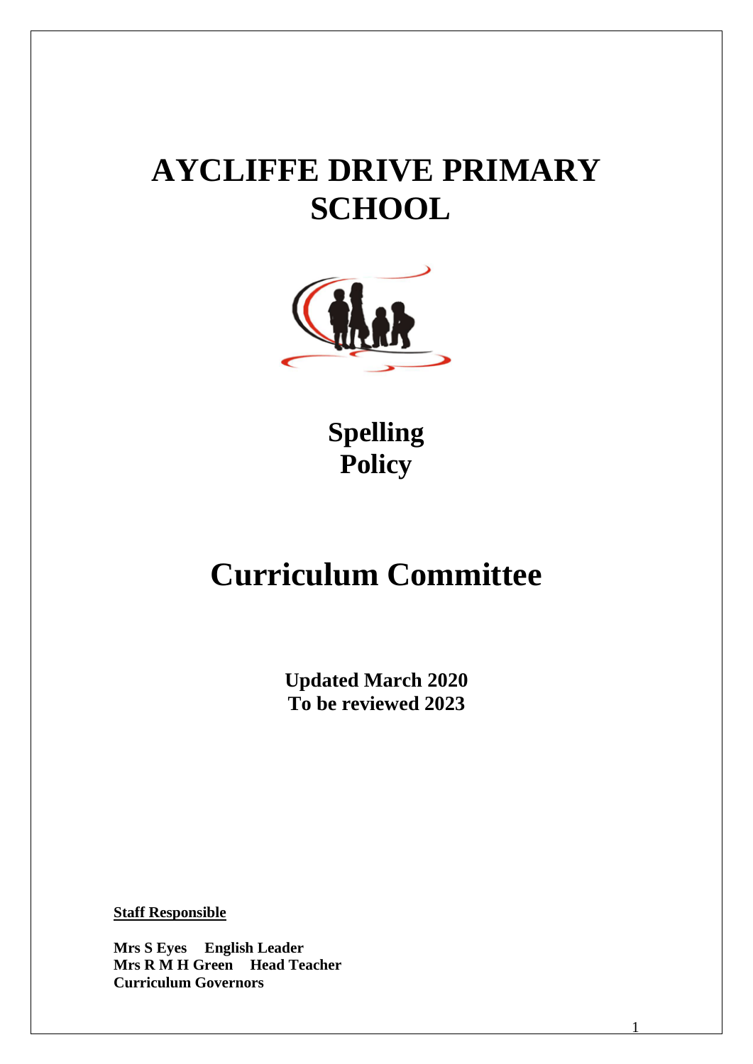# AYCLIFFE DRIVE PRIMARY SCHOOL

## Spelling Policy

# Curriculum Committee

**Updated March 2020**
**To be reviewed 2023**

**Staff Responsible**

**Mrs S Eyes English Leader**
**Mrs R M H Green Head Teacher**
**Curriculum Governors**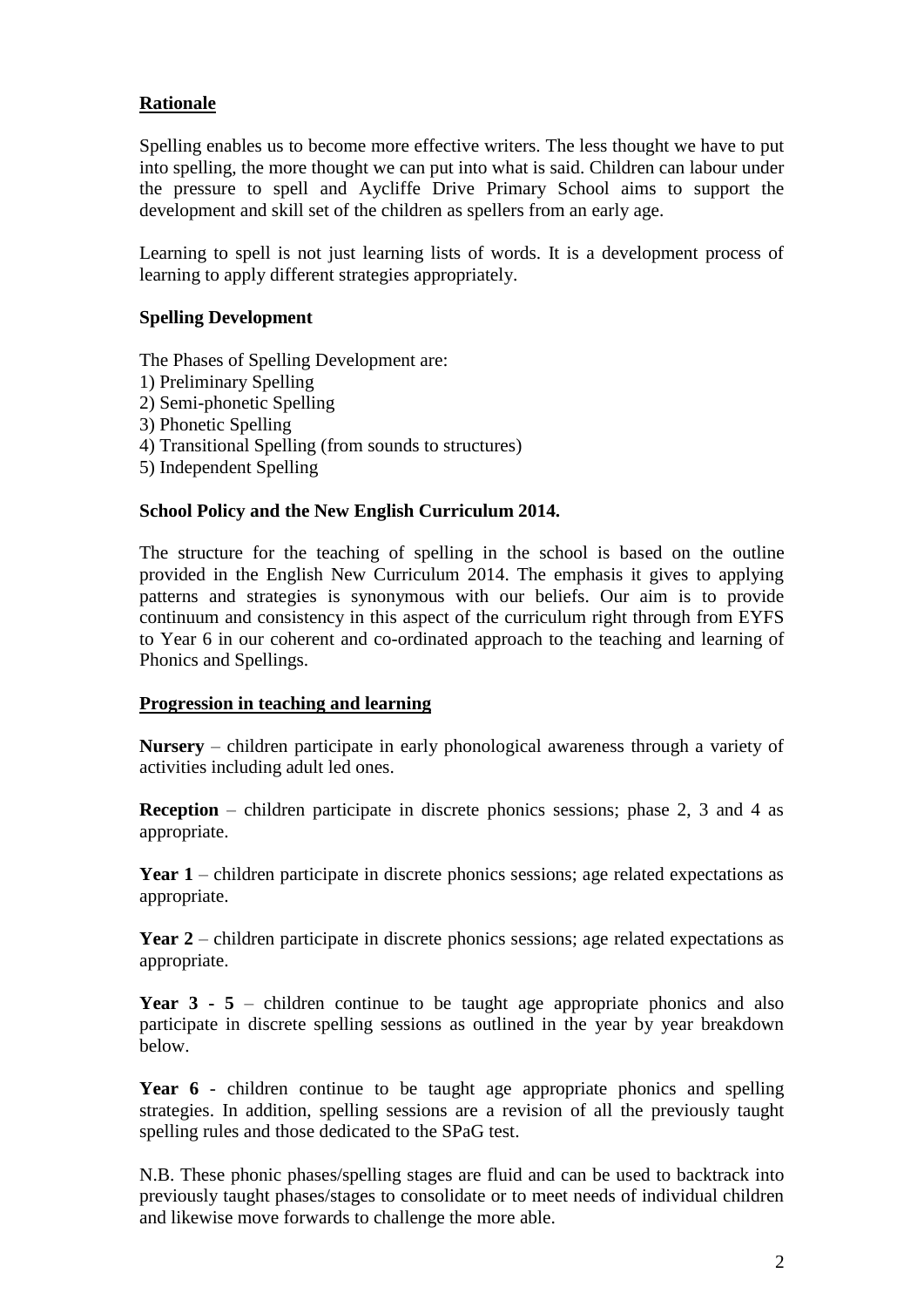## Rationale

Spelling enables us to become more effective writers. The less thought we have to put into spelling, the more thought we can put into what is said. Children can labour under the pressure to spell and Aycliffe Drive Primary School aims to support the development and skill set of the children as spellers from an early age.

Learning to spell is not just learning lists of words. It is a development process of learning to apply different strategies appropriately.

### Spelling Development

The Phases of Spelling Development are:

1) Preliminary Spelling
2) Semi-phonetic Spelling
3) Phonetic Spelling
4) Transitional Spelling (from sounds to structures)
5) Independent Spelling

### School Policy and the New English Curriculum 2014.

The structure for the teaching of spelling in the school is based on the outline provided in the English New Curriculum 2014. The emphasis it gives to applying patterns and strategies is synonymous with our beliefs. Our aim is to provide continuum and consistency in this aspect of the curriculum right through from EYFS to Year 6 in our coherent and co-ordinated approach to the teaching and learning of Phonics and Spellings.

## Progression in teaching and learning

**Nursery** – children participate in early phonological awareness through a variety of activities including adult led ones.

**Reception** – children participate in discrete phonics sessions; phase 2, 3 and 4 as appropriate.

**Year 1** – children participate in discrete phonics sessions; age related expectations as appropriate.

**Year 2** – children participate in discrete phonics sessions; age related expectations as appropriate.

**Year 3 - 5** – children continue to be taught age appropriate phonics and also participate in discrete spelling sessions as outlined in the year by year breakdown below.

**Year 6** - children continue to be taught age appropriate phonics and spelling strategies. In addition, spelling sessions are a revision of all the previously taught spelling rules and those dedicated to the SPaG test.

N.B. These phonic phases/spelling stages are fluid and can be used to backtrack into previously taught phases/stages to consolidate or to meet needs of individual children and likewise move forwards to challenge the more able.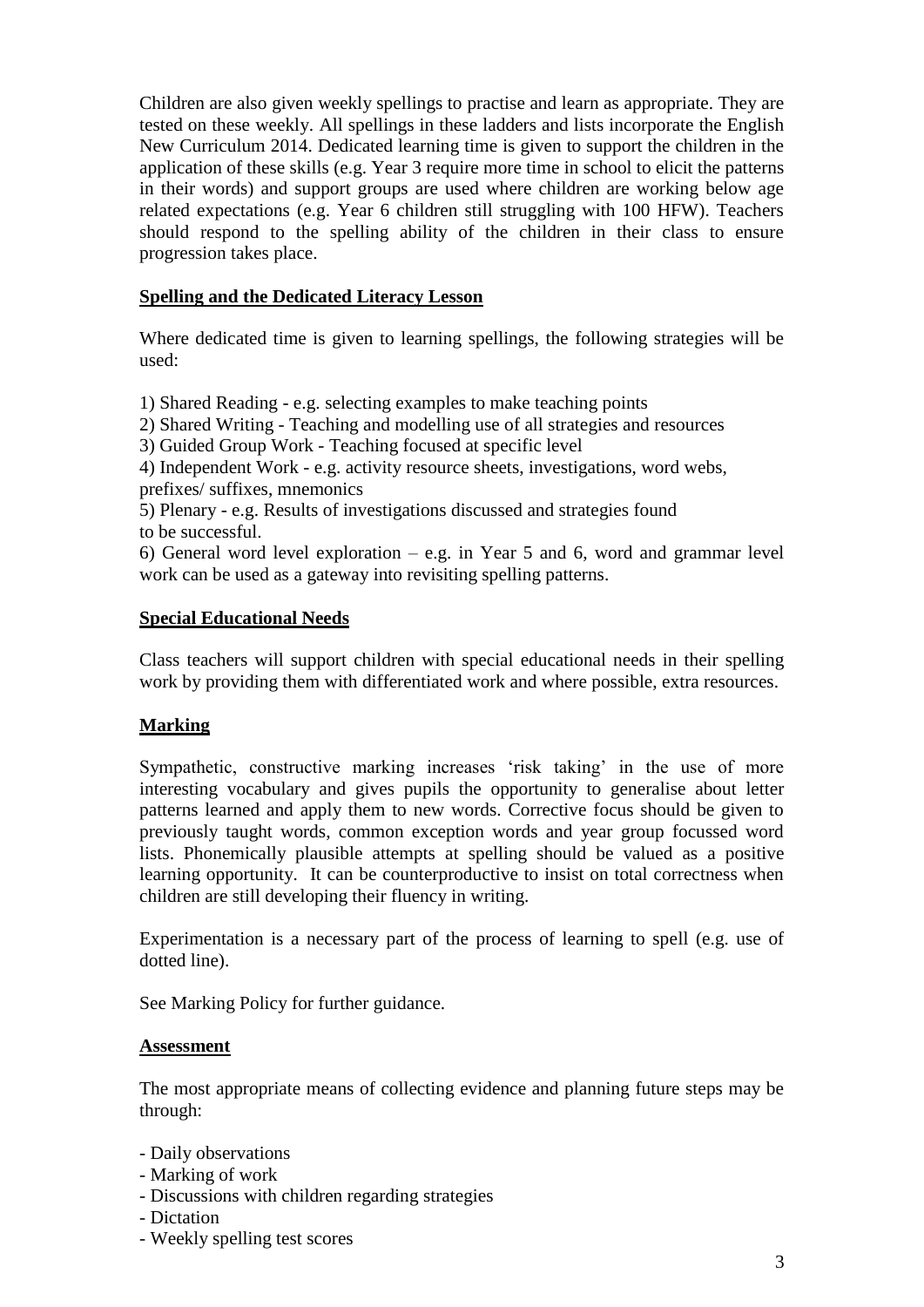Children are also given weekly spellings to practise and learn as appropriate. They are tested on these weekly. All spellings in these ladders and lists incorporate the English New Curriculum 2014. Dedicated learning time is given to support the children in the application of these skills (e.g. Year 3 require more time in school to elicit the patterns in their words) and support groups are used where children are working below age related expectations (e.g. Year 6 children still struggling with 100 HFW). Teachers should respond to the spelling ability of the children in their class to ensure progression takes place.

## Spelling and the Dedicated Literacy Lesson

Where dedicated time is given to learning spellings, the following strategies will be used:

1) Shared Reading - e.g. selecting examples to make teaching points
2) Shared Writing - Teaching and modelling use of all strategies and resources
3) Guided Group Work - Teaching focused at specific level
4) Independent Work - e.g. activity resource sheets, investigations, word webs, prefixes/ suffixes, mnemonics
5) Plenary - e.g. Results of investigations discussed and strategies found to be successful.
6) General word level exploration – e.g. in Year 5 and 6, word and grammar level work can be used as a gateway into revisiting spelling patterns.

## Special Educational Needs

Class teachers will support children with special educational needs in their spelling work by providing them with differentiated work and where possible, extra resources.

## Marking

Sympathetic, constructive marking increases 'risk taking' in the use of more interesting vocabulary and gives pupils the opportunity to generalise about letter patterns learned and apply them to new words. Corrective focus should be given to previously taught words, common exception words and year group focussed word lists. Phonemically plausible attempts at spelling should be valued as a positive learning opportunity. It can be counterproductive to insist on total correctness when children are still developing their fluency in writing.

Experimentation is a necessary part of the process of learning to spell (e.g. use of dotted line).

See Marking Policy for further guidance.

## Assessment

The most appropriate means of collecting evidence and planning future steps may be through:

- Daily observations
- Marking of work
- Discussions with children regarding strategies
- Dictation
- Weekly spelling test scores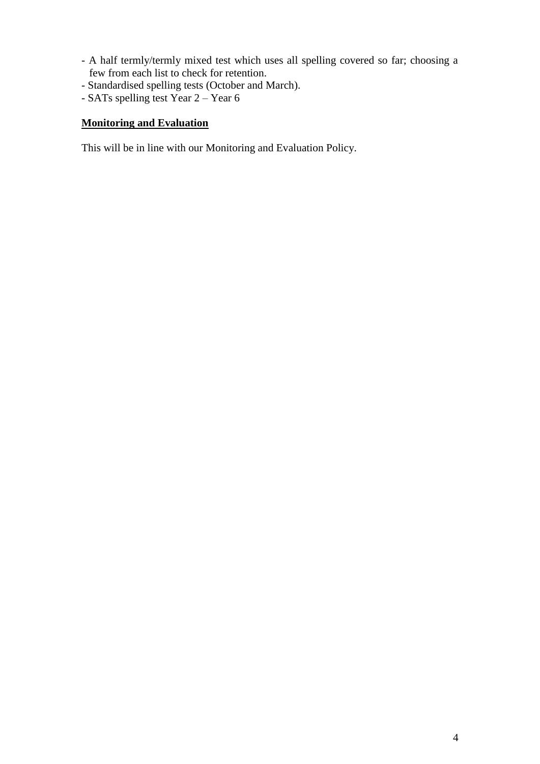- A half termly/termly mixed test which uses all spelling covered so far; choosing a few from each list to check for retention.
- Standardised spelling tests (October and March).
- SATs spelling test Year 2 – Year 6

**Monitoring and Evaluation**

This will be in line with our Monitoring and Evaluation Policy.